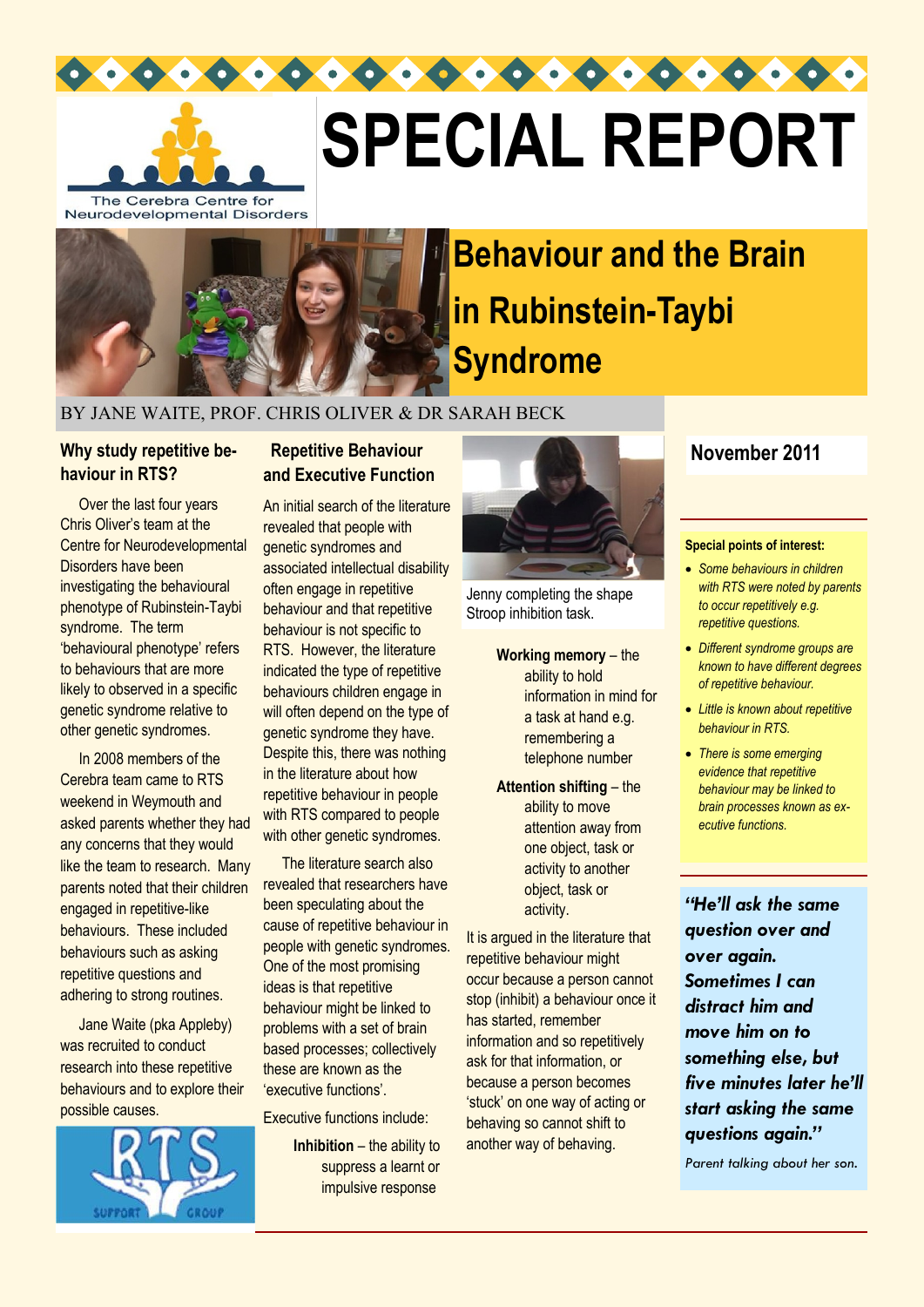The Cerebra Centre for Neurodevelopmental Disorders

# SPECIAL REPORT

## Behaviour and the Brain in Rubinstein-Taybi Syndrome

BY JANE WAITE, PROF. CHRIS OLIVER & DR SARAH BECK

November 2011

### Why study repetitive behaviour in RTS?

Over the last four years Chris Oliver's team at the Centre for Neurodevelopmental Disorders have been investigating the behavioural phenotype of Rubinstein-Taybi syndrome. The term 'behavioural phenotype' refers to behaviours that are more likely to observed in a specific genetic syndrome relative to other genetic syndromes.

In 2008 members of the Cerebra team came to RTS weekend in Weymouth and asked parents whether they had any concerns that they would like the team to research. Many parents noted that their children engaged in repetitive-like behaviours. These included behaviours such as asking repetitive questions and adhering to strong routines.

Jane Waite (pka Appleby) was recruited to conduct research into these repetitive behaviours and to explore their possible causes.

RTS SUPPORT GROUP

### Repetitive Behaviour and Executive Function

An initial search of the literature revealed that people with genetic syndromes and associated intellectual disability often engage in repetitive behaviour and that repetitive behaviour is not specific to RTS. However, the literature indicated the type of repetitive behaviours children engage in will often depend on the type of genetic syndrome they have. Despite this, there was nothing in the literature about how repetitive behaviour in people with RTS compared to people with other genetic syndromes.

The literature search also revealed that researchers have been speculating about the cause of repetitive behaviour in people with genetic syndromes. One of the most promising ideas is that repetitive behaviour might be linked to problems with a set of brain based processes; collectively these are known as the 'executive functions'.

Executive functions include:

- **Inhibition** – the ability to suppress a learnt or impulsive response
- **Working memory** – the ability to hold information in mind for a task at hand e.g. remembering a telephone number
- **Attention shifting** – the ability to move attention away from one object, task or activity to another object, task or activity.

Jenny completing the shape Stroop inhibition task.

It is argued in the literature that repetitive behaviour might occur because a person cannot stop (inhibit) a behaviour once it has started, remember information and so repetitively ask for that information, or because a person becomes 'stuck' on one way of acting or behaving so cannot shift to another way of behaving.

**Special points of interest:**

- *Some behaviours in children with RTS were noted by parents to occur repetitively e.g. repetitive questions.*
- *Different syndrome groups are known to have different degrees of repetitive behaviour.*
- *Little is known about repetitive behaviour in RTS.*
- *There is some emerging evidence that repetitive behaviour may be linked to brain processes known as executive functions.*

***"He'll ask the same question over and over again. Sometimes I can distract him and move him on to something else, but five minutes later he'll start asking the same questions again."***

*Parent talking about her son.*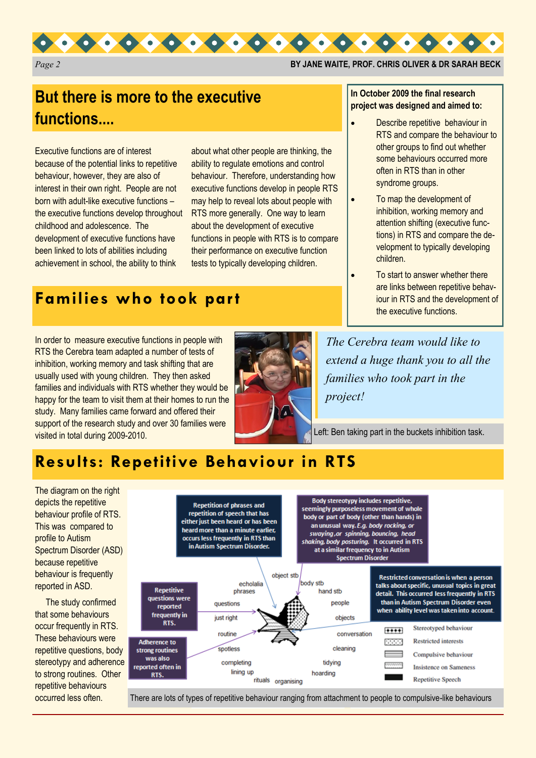## But there is more to the executive functions....

Executive functions are of interest because of the potential links to repetitive behaviour, however, they are also of interest in their own right. People are not born with adult-like executive functions – the executive functions develop throughout childhood and adolescence. The development of executive functions have been linked to lots of abilities including achievement in school, the ability to think about what other people are thinking, the ability to regulate emotions and control behaviour. Therefore, understanding how executive functions develop in people RTS may help to reveal lots about people with RTS more generally. One way to learn about the development of executive functions in people with RTS is to compare their performance on executive function tests to typically developing children.

**In October 2009 the final research project was designed and aimed to:**

- Describe repetitive behaviour in RTS and compare the behaviour to other groups to find out whether some behaviours occurred more often in RTS than in other syndrome groups.
- To map the development of inhibition, working memory and attention shifting (executive functions) in RTS and compare the development to typically developing children.
- To start to answer whether there are links between repetitive behaviour in RTS and the development of the executive functions.

## Families who took part

In order to measure executive functions in people with RTS the Cerebra team adapted a number of tests of inhibition, working memory and task shifting that are usually used with young children. They then asked families and individuals with RTS whether they would be happy for the team to visit them at their homes to run the study. Many families came forward and offered their support of the research study and over 30 families were visited in total during 2009-2010.

Left: Ben taking part in the buckets inhibition task.

*The Cerebra team would like to extend a huge thank you to all the families who took part in the project!*

## Results: Repetitive Behaviour in RTS

The diagram on the right depicts the repetitive behaviour profile of RTS. This was compared to profile to Autism Spectrum Disorder (ASD) because repetitive behaviour is frequently reported in ASD.

The study confirmed that some behaviours occur frequently in RTS. These behaviours were repetitive questions, body stereotypy and adherence to strong routines. Other repetitive behaviours occurred less often.

Repetition of phrases and repetition of speech that has either just been heard or has been heard more than a minute earlier, occurs less frequently in RTS than in Autism Spectrum Disorder.

Body stereotypy includes repetitive, seemingly purposeless movement of whole body or part of body (other than hands) in an unusual way. *E.g. body rocking, or swaying, or spinning, bouncing, head shaking, body posturing.* It occurred in RTS at a similar frequency to in Autism Spectrum Disorder

Repetitive questions were reported frequently in RTS.

Adherence to strong routines was also reported often in RTS.

Restricted conversation is when a person talks about specific, unusual topics in great detail. This occurred less frequently in RTS than in Autism Spectrum Disorder even when ability level was taken into account.

Diagram labels: object stb, body stb, hand stb, people, objects, conversation, cleaning, tidying, hoarding, organising, rituals, lining up, completing, spotless, routine, just right, questions, echolalia phrases

Key: Stereotyped behaviour; Restricted interests; Compulsive behaviour; Insistence on Sameness; Repetitive Speech

There are lots of types of repetitive behaviour ranging from attachment to people to compulsive-like behaviours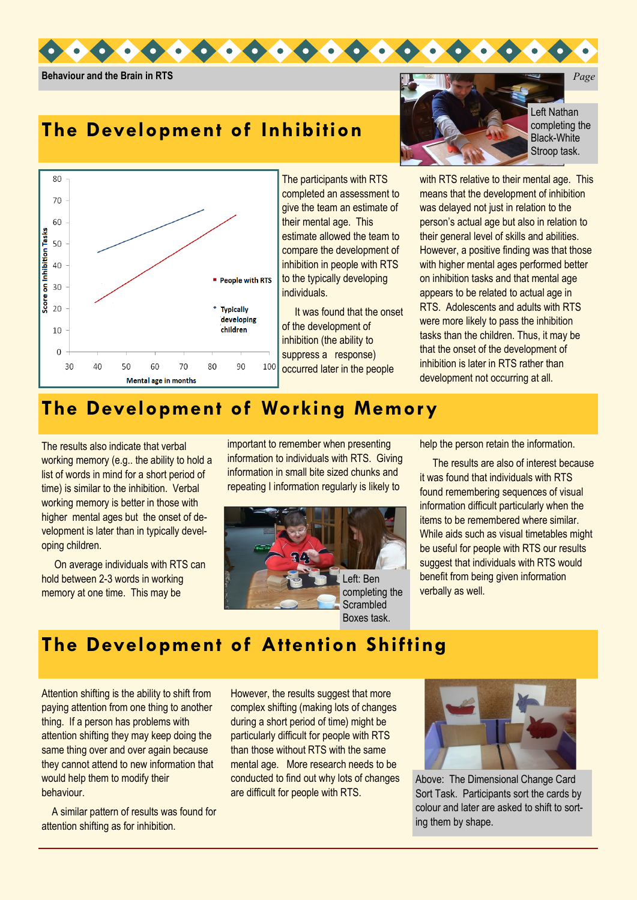## The Development of Inhibition

Left Nathan completing the Black-White Stroop task.

The participants with RTS completed an assessment to give the team an estimate of their mental age. This estimate allowed the team to compare the development of inhibition in people with RTS to the typically developing individuals.

It was found that the onset of the development of inhibition (the ability to suppress a response) occurred later in the people with RTS relative to their mental age. This means that the development of inhibition was delayed not just in relation to the person's actual age but also in relation to their general level of skills and abilities. However, a positive finding was that those with higher mental ages performed better on inhibition tasks and that mental age appears to be related to actual age in RTS. Adolescents and adults with RTS were more likely to pass the inhibition tasks than the children. Thus, it may be that the onset of the development of inhibition is later in RTS rather than development not occurring at all.

## The Development of Working Memory

The results also indicate that verbal working memory (e.g.. the ability to hold a list of words in mind for a short period of time) is similar to the inhibition. Verbal working memory is better in those with higher mental ages but the onset of development is later than in typically developing children.

On average individuals with RTS can hold between 2-3 words in working memory at one time. This may be important to remember when presenting information to individuals with RTS. Giving information in small bite sized chunks and repeating I information regularly is likely to help the person retain the information.

Left: Ben completing the Scrambled Boxes task.

The results are also of interest because it was found that individuals with RTS found remembering sequences of visual information difficult particularly when the items to be remembered where similar. While aids such as visual timetables might be useful for people with RTS our results suggest that individuals with RTS would benefit from being given information verbally as well.

## The Development of Attention Shifting

Attention shifting is the ability to shift from paying attention from one thing to another thing. If a person has problems with attention shifting they may keep doing the same thing over and over again because they cannot attend to new information that would help them to modify their behaviour.

A similar pattern of results was found for attention shifting as for inhibition.

However, the results suggest that more complex shifting (making lots of changes during a short period of time) might be particularly difficult for people with RTS than those without RTS with the same mental age. More research needs to be conducted to find out why lots of changes are difficult for people with RTS.

Above: The Dimensional Change Card Sort Task. Participants sort the cards by colour and later are asked to shift to sorting them by shape.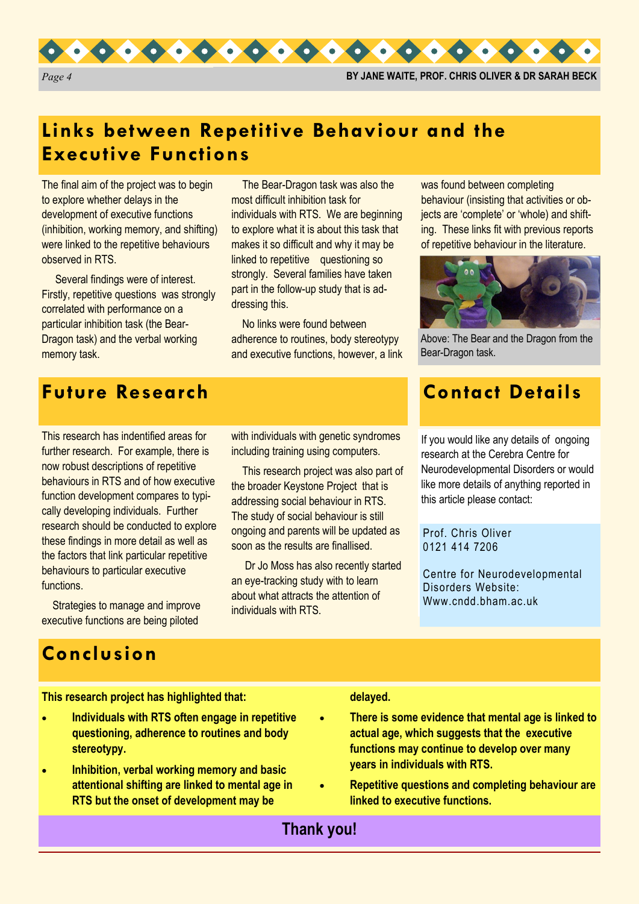## Links between Repetitive Behaviour and the Executive Functions

The final aim of the project was to begin to explore whether delays in the development of executive functions (inhibition, working memory, and shifting) were linked to the repetitive behaviours observed in RTS.

Several findings were of interest. Firstly, repetitive questions was strongly correlated with performance on a particular inhibition task (the Bear-Dragon task) and the verbal working memory task.

The Bear-Dragon task was also the most difficult inhibition task for individuals with RTS. We are beginning to explore what it is about this task that makes it so difficult and why it may be linked to repetitive questioning so strongly. Several families have taken part in the follow-up study that is addressing this.

No links were found between adherence to routines, body stereotypy and executive functions, however, a link was found between completing behaviour (insisting that activities or objects are 'complete' or 'whole) and shifting. These links fit with previous reports of repetitive behaviour in the literature.

Above: The Bear and the Dragon from the Bear-Dragon task.

## Future Research

This research has indentified areas for further research. For example, there is now robust descriptions of repetitive behaviours in RTS and of how executive function development compares to typically developing individuals. Further research should be conducted to explore these findings in more detail as well as the factors that link particular repetitive behaviours to particular executive functions.

Strategies to manage and improve executive functions are being piloted with individuals with genetic syndromes including training using computers.

This research project was also part of the broader Keystone Project that is addressing social behaviour in RTS. The study of social behaviour is still ongoing and parents will be updated as soon as the results are finalised.

Dr Jo Moss has also recently started an eye-tracking study with to learn about what attracts the attention of individuals with RTS.

## Contact Details

If you would like any details of ongoing research at the Cerebra Centre for Neurodevelopmental Disorders or would like more details of anything reported in this article please contact:

Prof. Chris Oliver
0121 414 7206

Centre for Neurodevelopmental Disorders Website:
Www.cndd.bham.ac.uk

## Conclusion

**This research project has highlighted that:**

- **Individuals with RTS often engage in repetitive questioning, adherence to routines and body stereotypy.**
- **Inhibition, verbal working memory and basic attentional shifting are linked to mental age in RTS but the onset of development may be delayed.**
- **There is some evidence that mental age is linked to actual age, which suggests that the executive functions may continue to develop over many years in individuals with RTS.**
- **Repetitive questions and completing behaviour are linked to executive functions.**

**Thank you!**